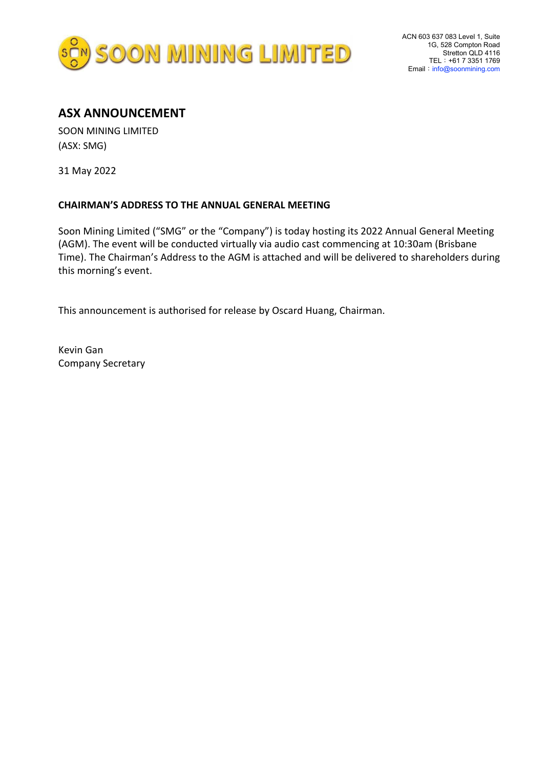SOON MINING LIMITED

ACN 603 637 083 Level 1, Suite 1G, 528 Compton Road
Stretton QLD 4116
TEL：+61 7 3351 1769
Email：info@soonmining.com

## ASX ANNOUNCEMENT

SOON MINING LIMITED
(ASX: SMG)

31 May 2022

**CHAIRMAN'S ADDRESS TO THE ANNUAL GENERAL MEETING**

Soon Mining Limited ("SMG" or the "Company") is today hosting its 2022 Annual General Meeting (AGM). The event will be conducted virtually via audio cast commencing at 10:30am (Brisbane Time). The Chairman's Address to the AGM is attached and will be delivered to shareholders during this morning's event.

This announcement is authorised for release by Oscard Huang, Chairman.

Kevin Gan
Company Secretary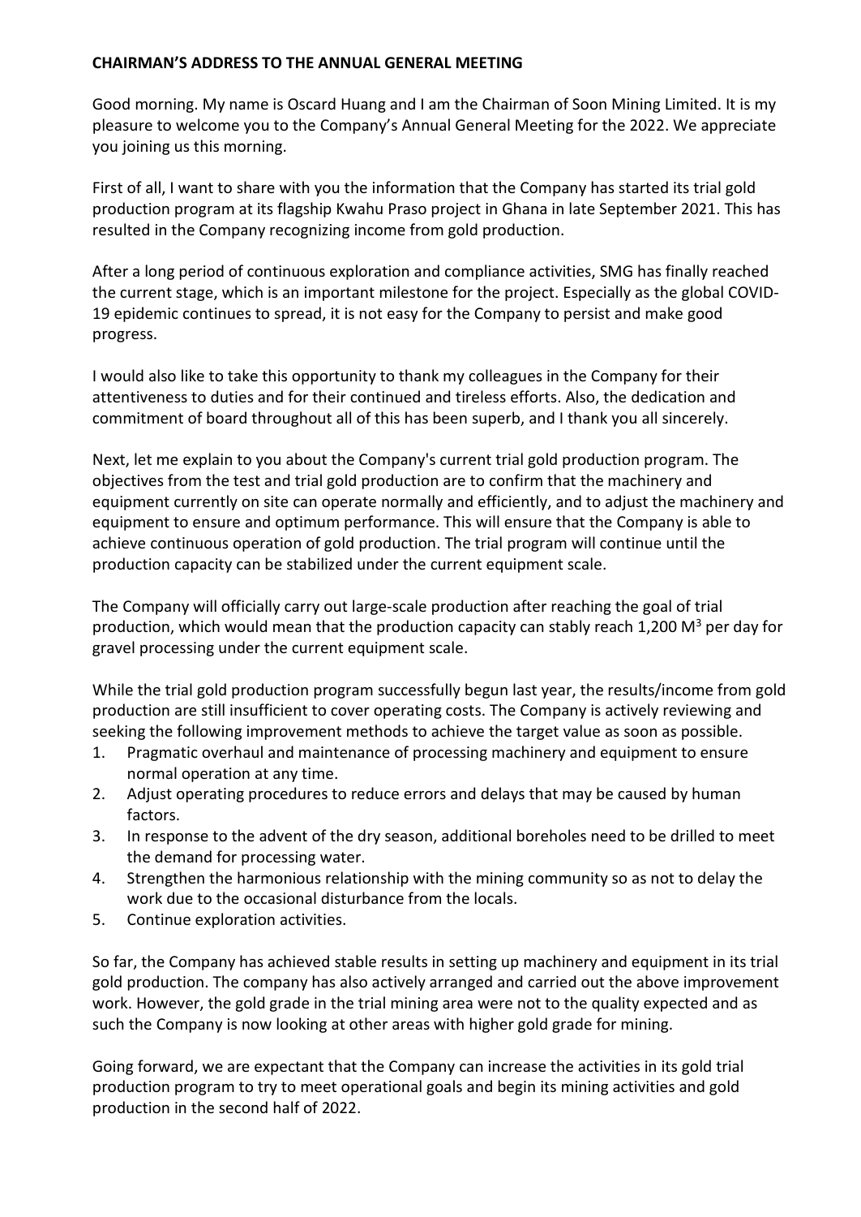**CHAIRMAN'S ADDRESS TO THE ANNUAL GENERAL MEETING**

Good morning. My name is Oscard Huang and I am the Chairman of Soon Mining Limited. It is my pleasure to welcome you to the Company's Annual General Meeting for the 2022. We appreciate you joining us this morning.

First of all, I want to share with you the information that the Company has started its trial gold production program at its flagship Kwahu Praso project in Ghana in late September 2021. This has resulted in the Company recognizing income from gold production.

After a long period of continuous exploration and compliance activities, SMG has finally reached the current stage, which is an important milestone for the project. Especially as the global COVID-19 epidemic continues to spread, it is not easy for the Company to persist and make good progress.

I would also like to take this opportunity to thank my colleagues in the Company for their attentiveness to duties and for their continued and tireless efforts. Also, the dedication and commitment of board throughout all of this has been superb, and I thank you all sincerely.

Next, let me explain to you about the Company's current trial gold production program. The objectives from the test and trial gold production are to confirm that the machinery and equipment currently on site can operate normally and efficiently, and to adjust the machinery and equipment to ensure and optimum performance. This will ensure that the Company is able to achieve continuous operation of gold production. The trial program will continue until the production capacity can be stabilized under the current equipment scale.

The Company will officially carry out large-scale production after reaching the goal of trial production, which would mean that the production capacity can stably reach 1,200 $M^3$ per day for gravel processing under the current equipment scale.

While the trial gold production program successfully begun last year, the results/income from gold production are still insufficient to cover operating costs. The Company is actively reviewing and seeking the following improvement methods to achieve the target value as soon as possible.

1. Pragmatic overhaul and maintenance of processing machinery and equipment to ensure normal operation at any time.
2. Adjust operating procedures to reduce errors and delays that may be caused by human factors.
3. In response to the advent of the dry season, additional boreholes need to be drilled to meet the demand for processing water.
4. Strengthen the harmonious relationship with the mining community so as not to delay the work due to the occasional disturbance from the locals.
5. Continue exploration activities.

So far, the Company has achieved stable results in setting up machinery and equipment in its trial gold production. The company has also actively arranged and carried out the above improvement work. However, the gold grade in the trial mining area were not to the quality expected and as such the Company is now looking at other areas with higher gold grade for mining.

Going forward, we are expectant that the Company can increase the activities in its gold trial production program to try to meet operational goals and begin its mining activities and gold production in the second half of 2022.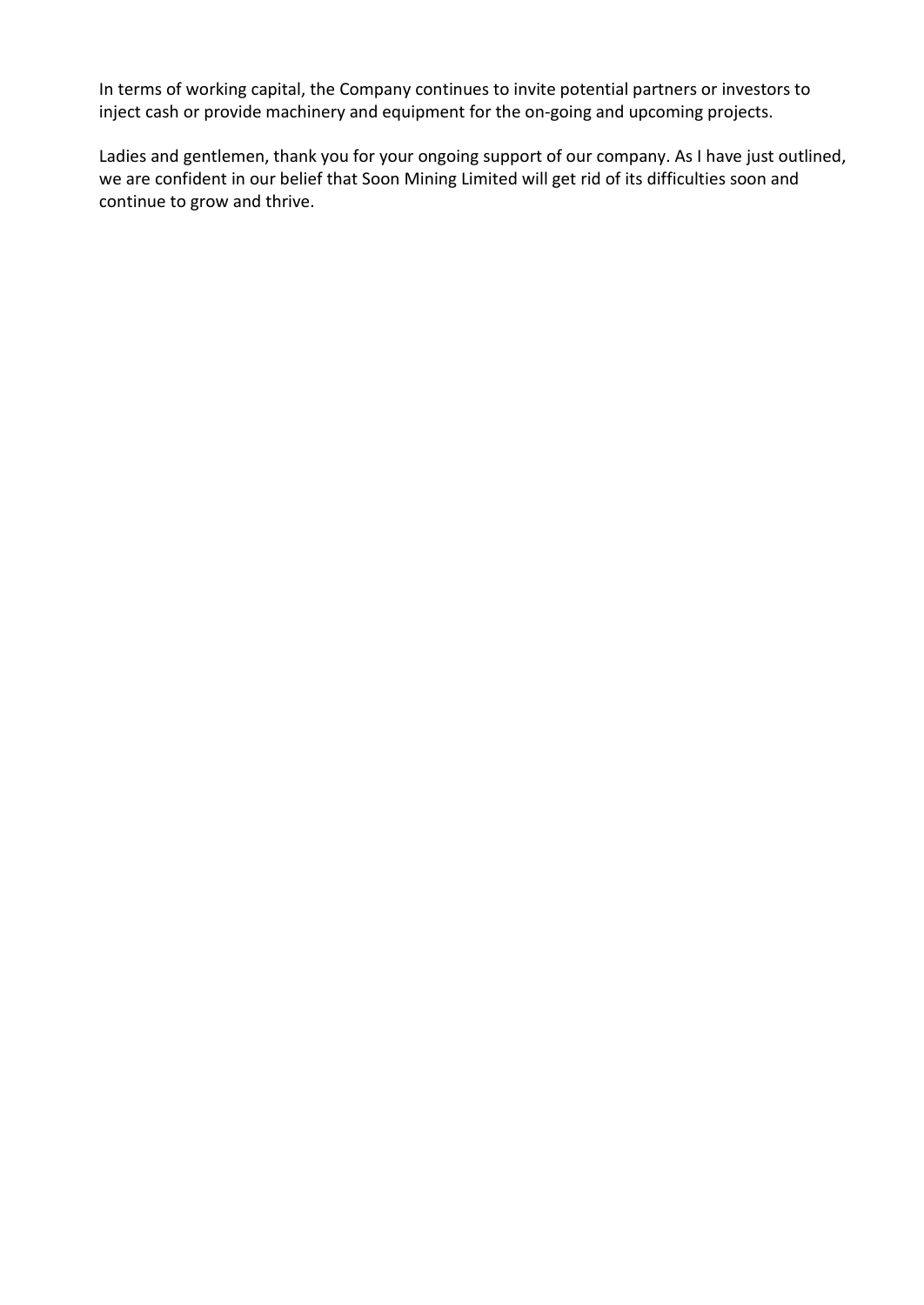In terms of working capital, the Company continues to invite potential partners or investors to inject cash or provide machinery and equipment for the on-going and upcoming projects.

Ladies and gentlemen, thank you for your ongoing support of our company. As I have just outlined, we are confident in our belief that Soon Mining Limited will get rid of its difficulties soon and continue to grow and thrive.